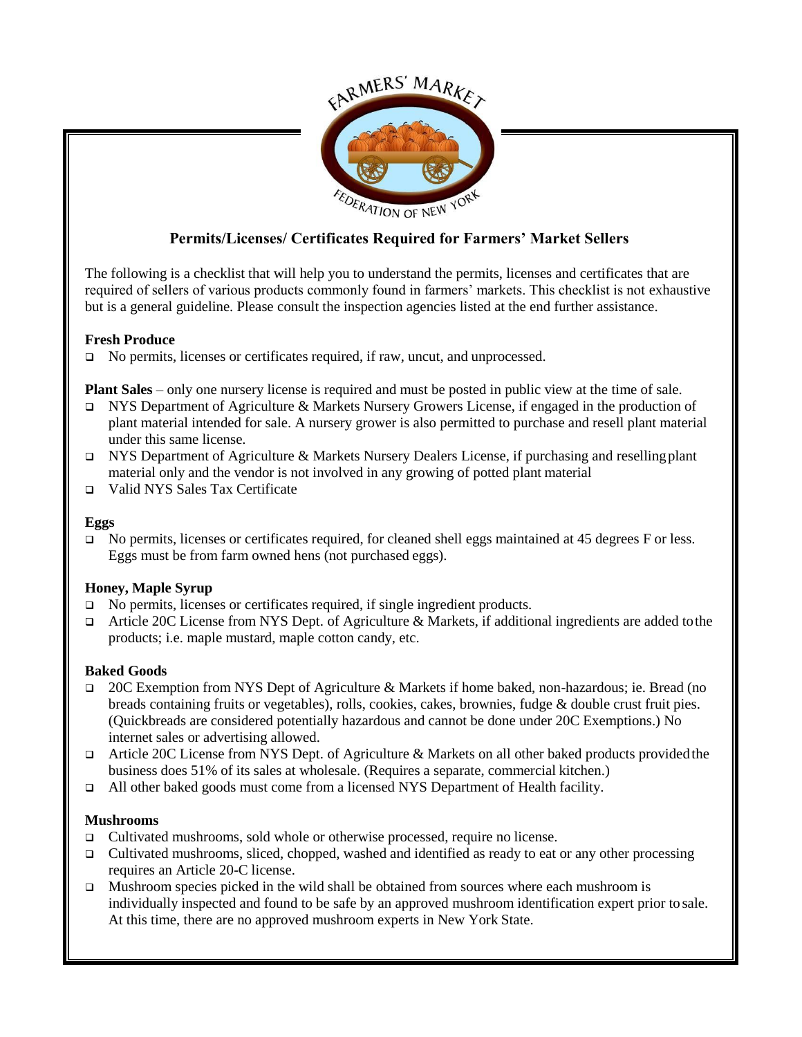# Permits/Licenses/ Certificates Required for Farmers' Market Sellers

The following is a checklist that will help you to understand the permits, licenses and certificates that are required of sellers of various products commonly found in farmers' markets. This checklist is not exhaustive but is a general guideline. Please consult the inspection agencies listed at the end further assistance.

**Fresh Produce**

- No permits, licenses or certificates required, if raw, uncut, and unprocessed.

**Plant Sales** – only one nursery license is required and must be posted in public view at the time of sale.

- NYS Department of Agriculture & Markets Nursery Growers License, if engaged in the production of plant material intended for sale. A nursery grower is also permitted to purchase and resell plant material under this same license.
- NYS Department of Agriculture & Markets Nursery Dealers License, if purchasing and reselling plant material only and the vendor is not involved in any growing of potted plant material
- Valid NYS Sales Tax Certificate

**Eggs**

- No permits, licenses or certificates required, for cleaned shell eggs maintained at 45 degrees F or less. Eggs must be from farm owned hens (not purchased eggs).

**Honey, Maple Syrup**

- No permits, licenses or certificates required, if single ingredient products.
- Article 20C License from NYS Dept. of Agriculture & Markets, if additional ingredients are added to the products; i.e. maple mustard, maple cotton candy, etc.

**Baked Goods**

- 20C Exemption from NYS Dept of Agriculture & Markets if home baked, non-hazardous; ie. Bread (no breads containing fruits or vegetables), rolls, cookies, cakes, brownies, fudge & double crust fruit pies. (Quickbreads are considered potentially hazardous and cannot be done under 20C Exemptions.) No internet sales or advertising allowed.
- Article 20C License from NYS Dept. of Agriculture & Markets on all other baked products provided the business does 51% of its sales at wholesale. (Requires a separate, commercial kitchen.)
- All other baked goods must come from a licensed NYS Department of Health facility.

**Mushrooms**

- Cultivated mushrooms, sold whole or otherwise processed, require no license.
- Cultivated mushrooms, sliced, chopped, washed and identified as ready to eat or any other processing requires an Article 20-C license.
- Mushroom species picked in the wild shall be obtained from sources where each mushroom is individually inspected and found to be safe by an approved mushroom identification expert prior to sale. At this time, there are no approved mushroom experts in New York State.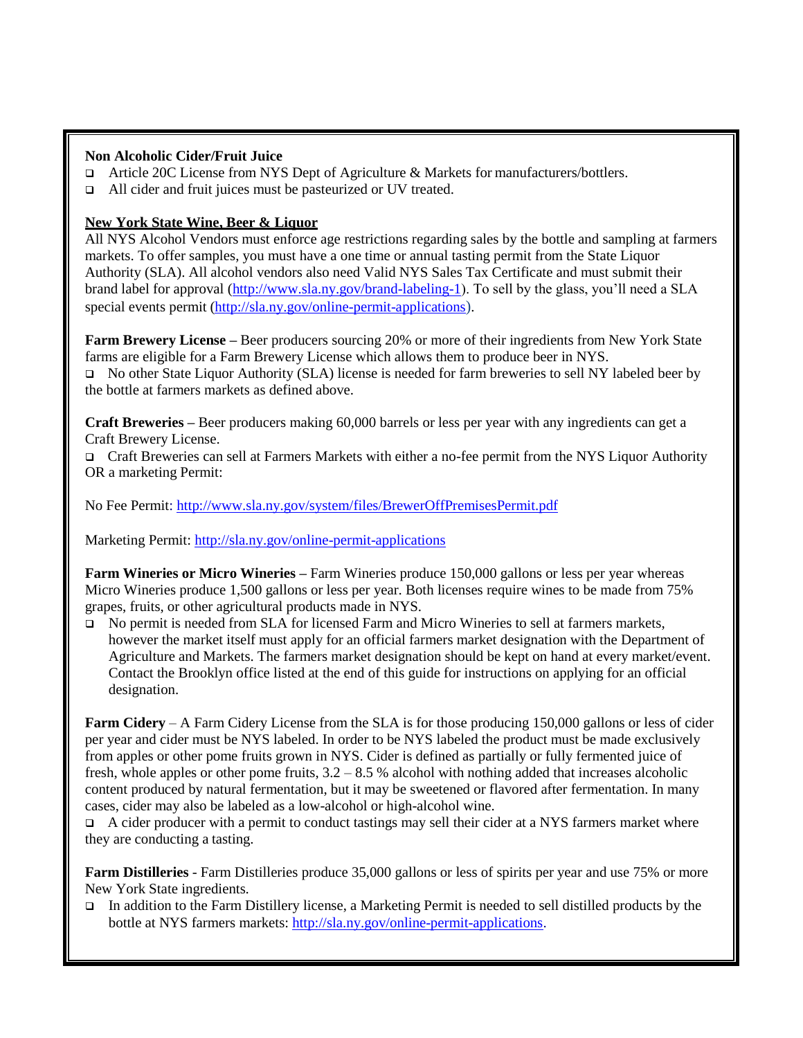**Non Alcoholic Cider/Fruit Juice**

- Article 20C License from NYS Dept of Agriculture & Markets for manufacturers/bottlers.
- All cider and fruit juices must be pasteurized or UV treated.

**New York State Wine, Beer & Liquor**

All NYS Alcohol Vendors must enforce age restrictions regarding sales by the bottle and sampling at farmers markets. To offer samples, you must have a one time or annual tasting permit from the State Liquor Authority (SLA). All alcohol vendors also need Valid NYS Sales Tax Certificate and must submit their brand label for approval (http://www.sla.ny.gov/brand-labeling-1). To sell by the glass, you'll need a SLA special events permit (http://sla.ny.gov/online-permit-applications).

**Farm Brewery License –** Beer producers sourcing 20% or more of their ingredients from New York State farms are eligible for a Farm Brewery License which allows them to produce beer in NYS.

- No other State Liquor Authority (SLA) license is needed for farm breweries to sell NY labeled beer by the bottle at farmers markets as defined above.

**Craft Breweries –** Beer producers making 60,000 barrels or less per year with any ingredients can get a Craft Brewery License.

- Craft Breweries can sell at Farmers Markets with either a no-fee permit from the NYS Liquor Authority OR a marketing Permit:

No Fee Permit: http://www.sla.ny.gov/system/files/BrewerOffPremisesPermit.pdf

Marketing Permit: http://sla.ny.gov/online-permit-applications

**Farm Wineries or Micro Wineries –** Farm Wineries produce 150,000 gallons or less per year whereas Micro Wineries produce 1,500 gallons or less per year. Both licenses require wines to be made from 75% grapes, fruits, or other agricultural products made in NYS.

- No permit is needed from SLA for licensed Farm and Micro Wineries to sell at farmers markets, however the market itself must apply for an official farmers market designation with the Department of Agriculture and Markets. The farmers market designation should be kept on hand at every market/event. Contact the Brooklyn office listed at the end of this guide for instructions on applying for an official designation.

**Farm Cidery** – A Farm Cidery License from the SLA is for those producing 150,000 gallons or less of cider per year and cider must be NYS labeled. In order to be NYS labeled the product must be made exclusively from apples or other pome fruits grown in NYS. Cider is defined as partially or fully fermented juice of fresh, whole apples or other pome fruits, 3.2 – 8.5 % alcohol with nothing added that increases alcoholic content produced by natural fermentation, but it may be sweetened or flavored after fermentation. In many cases, cider may also be labeled as a low-alcohol or high-alcohol wine.

- A cider producer with a permit to conduct tastings may sell their cider at a NYS farmers market where they are conducting a tasting.

**Farm Distilleries** - Farm Distilleries produce 35,000 gallons or less of spirits per year and use 75% or more New York State ingredients.

- In addition to the Farm Distillery license, a Marketing Permit is needed to sell distilled products by the bottle at NYS farmers markets: http://sla.ny.gov/online-permit-applications.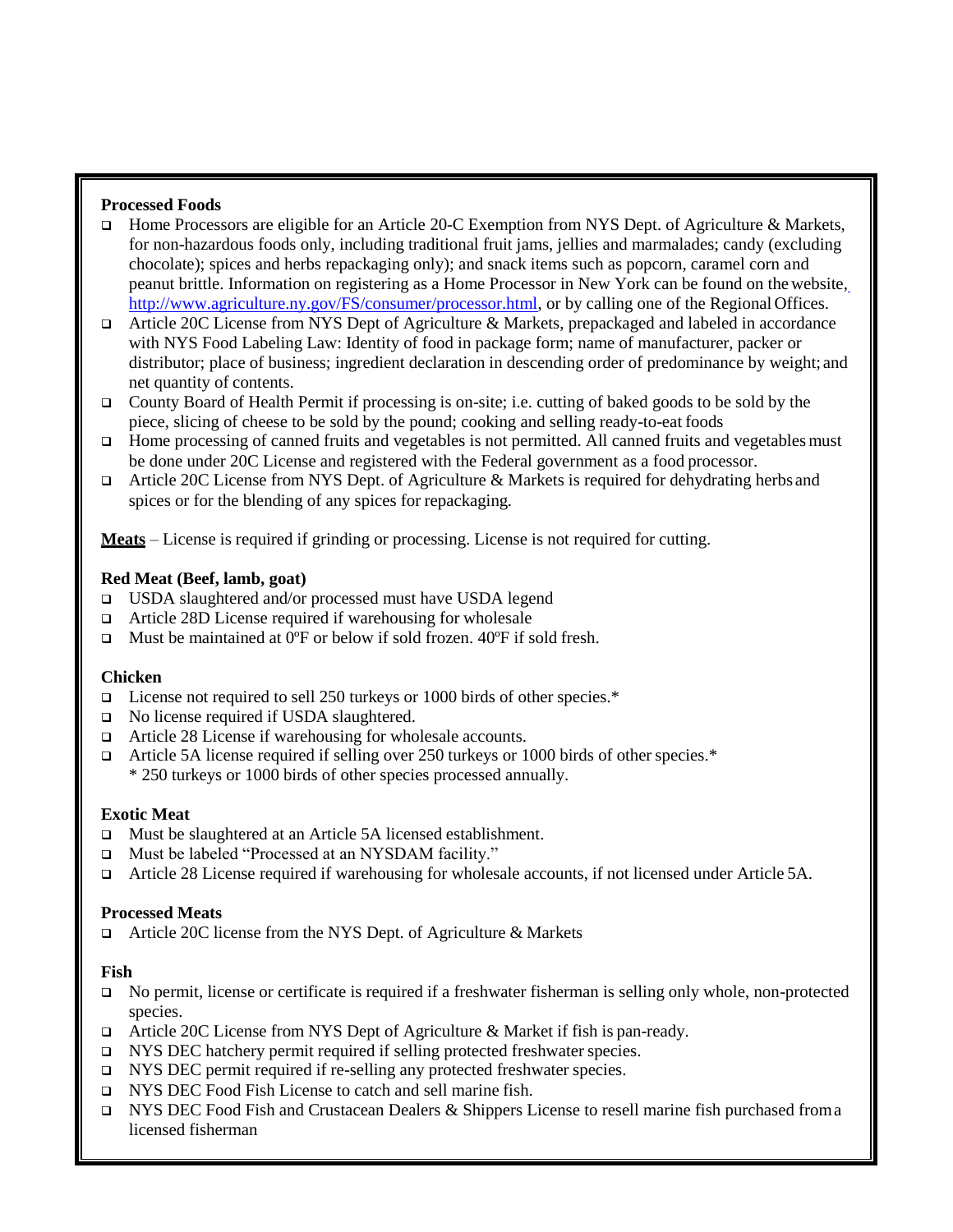**Processed Foods**

- Home Processors are eligible for an Article 20-C Exemption from NYS Dept. of Agriculture & Markets, for non-hazardous foods only, including traditional fruit jams, jellies and marmalades; candy (excluding chocolate); spices and herbs repackaging only); and snack items such as popcorn, caramel corn and peanut brittle. Information on registering as a Home Processor in New York can be found on the website, http://www.agriculture.ny.gov/FS/consumer/processor.html, or by calling one of the Regional Offices.
- Article 20C License from NYS Dept of Agriculture & Markets, prepackaged and labeled in accordance with NYS Food Labeling Law: Identity of food in package form; name of manufacturer, packer or distributor; place of business; ingredient declaration in descending order of predominance by weight; and net quantity of contents.
- County Board of Health Permit if processing is on-site; i.e. cutting of baked goods to be sold by the piece, slicing of cheese to be sold by the pound; cooking and selling ready-to-eat foods
- Home processing of canned fruits and vegetables is not permitted. All canned fruits and vegetables must be done under 20C License and registered with the Federal government as a food processor.
- Article 20C License from NYS Dept. of Agriculture & Markets is required for dehydrating herbs and spices or for the blending of any spices for repackaging.

**<u>Meats</u>** – License is required if grinding or processing. License is not required for cutting.

**Red Meat (Beef, lamb, goat)**

- USDA slaughtered and/or processed must have USDA legend
- Article 28D License required if warehousing for wholesale
- Must be maintained at 0ºF or below if sold frozen. 40ºF if sold fresh.

**Chicken**

- License not required to sell 250 turkeys or 1000 birds of other species.*
- No license required if USDA slaughtered.
- Article 28 License if warehousing for wholesale accounts.
- Article 5A license required if selling over 250 turkeys or 1000 birds of other species.*
  \* 250 turkeys or 1000 birds of other species processed annually.

**Exotic Meat**

- Must be slaughtered at an Article 5A licensed establishment.
- Must be labeled "Processed at an NYSDAM facility."
- Article 28 License required if warehousing for wholesale accounts, if not licensed under Article 5A.

**Processed Meats**

- Article 20C license from the NYS Dept. of Agriculture & Markets

**Fish**

- No permit, license or certificate is required if a freshwater fisherman is selling only whole, non-protected species.
- Article 20C License from NYS Dept of Agriculture & Market if fish is pan-ready.
- NYS DEC hatchery permit required if selling protected freshwater species.
- NYS DEC permit required if re-selling any protected freshwater species.
- NYS DEC Food Fish License to catch and sell marine fish.
- NYS DEC Food Fish and Crustacean Dealers & Shippers License to resell marine fish purchased from a licensed fisherman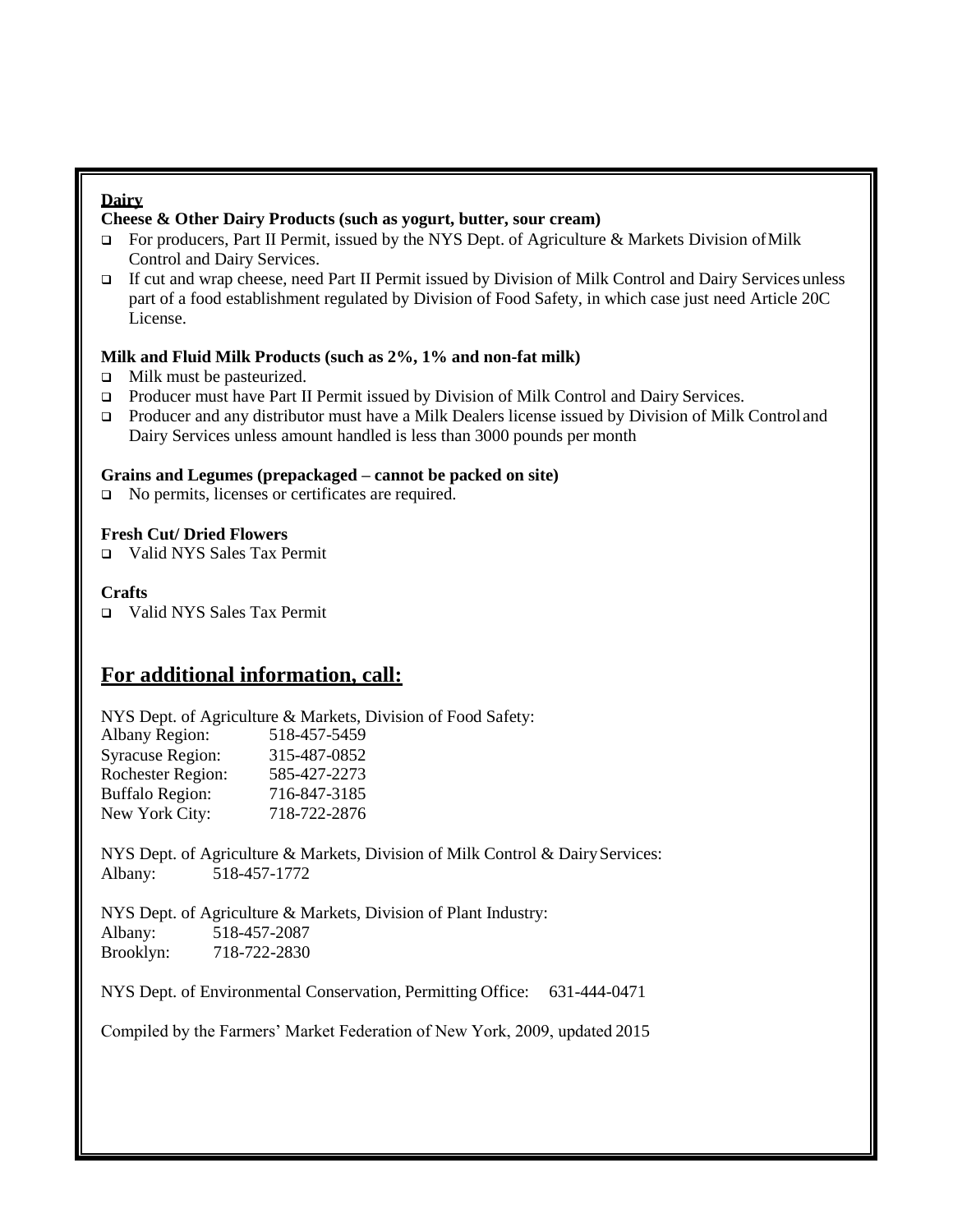**Dairy**

**Cheese & Other Dairy Products (such as yogurt, butter, sour cream)**

- For producers, Part II Permit, issued by the NYS Dept. of Agriculture & Markets Division of Milk Control and Dairy Services.
- If cut and wrap cheese, need Part II Permit issued by Division of Milk Control and Dairy Services unless part of a food establishment regulated by Division of Food Safety, in which case just need Article 20C License.

**Milk and Fluid Milk Products (such as 2%, 1% and non-fat milk)**

- Milk must be pasteurized.
- Producer must have Part II Permit issued by Division of Milk Control and Dairy Services.
- Producer and any distributor must have a Milk Dealers license issued by Division of Milk Control and Dairy Services unless amount handled is less than 3000 pounds per month

**Grains and Legumes (prepackaged – cannot be packed on site)**

- No permits, licenses or certificates are required.

**Fresh Cut/ Dried Flowers**

- Valid NYS Sales Tax Permit

**Crafts**

- Valid NYS Sales Tax Permit

## For additional information, call:

NYS Dept. of Agriculture & Markets, Division of Food Safety:

| | |
|---|---|
| Albany Region: | 518-457-5459 |
| Syracuse Region: | 315-487-0852 |
| Rochester Region: | 585-427-2273 |
| Buffalo Region: | 716-847-3185 |
| New York City: | 718-722-2876 |

NYS Dept. of Agriculture & Markets, Division of Milk Control & Dairy Services:

| | |
|---|---|
| Albany: | 518-457-1772 |

NYS Dept. of Agriculture & Markets, Division of Plant Industry:

| | |
|---|---|
| Albany: | 518-457-2087 |
| Brooklyn: | 718-722-2830 |

NYS Dept. of Environmental Conservation, Permitting Office: 631-444-0471

Compiled by the Farmers' Market Federation of New York, 2009, updated 2015